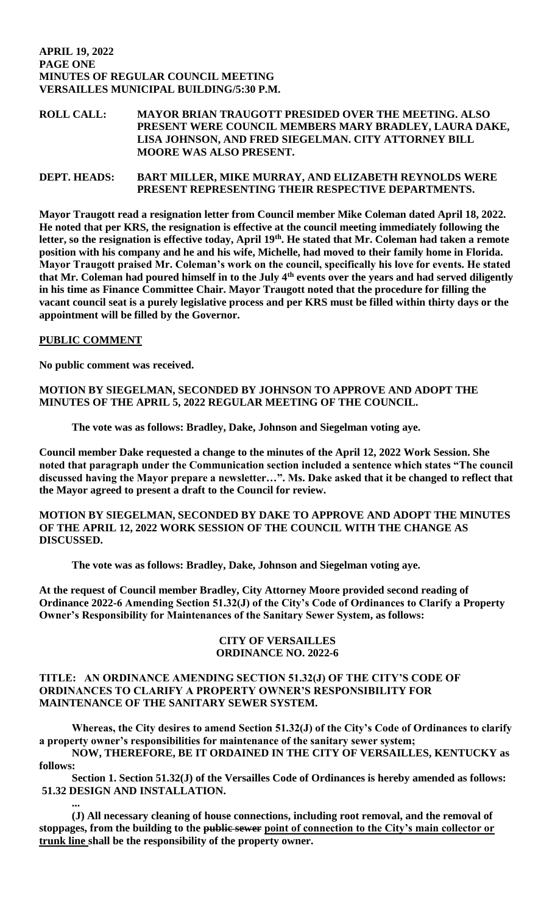**APRIL 19, 2022**
**PAGE ONE**
**MINUTES OF REGULAR COUNCIL MEETING**
**VERSAILLES MUNICIPAL BUILDING/5:30 P.M.**

**ROLL CALL:** **MAYOR BRIAN TRAUGOTT PRESIDED OVER THE MEETING. ALSO PRESENT WERE COUNCIL MEMBERS MARY BRADLEY, LAURA DAKE, LISA JOHNSON, AND FRED SIEGELMAN. CITY ATTORNEY BILL MOORE WAS ALSO PRESENT.**

**DEPT. HEADS:** **BART MILLER, MIKE MURRAY, AND ELIZABETH REYNOLDS WERE PRESENT REPRESENTING THEIR RESPECTIVE DEPARTMENTS.**

**Mayor Traugott read a resignation letter from Council member Mike Coleman dated April 18, 2022. He noted that per KRS, the resignation is effective at the council meeting immediately following the letter, so the resignation is effective today, April 19th. He stated that Mr. Coleman had taken a remote position with his company and he and his wife, Michelle, had moved to their family home in Florida. Mayor Traugott praised Mr. Coleman's work on the council, specifically his love for events. He stated that Mr. Coleman had poured himself in to the July 4th events over the years and had served diligently in his time as Finance Committee Chair. Mayor Traugott noted that the procedure for filling the vacant council seat is a purely legislative process and per KRS must be filled within thirty days or the appointment will be filled by the Governor.**

**PUBLIC COMMENT**

**No public comment was received.**

**MOTION BY SIEGELMAN, SECONDED BY JOHNSON TO APPROVE AND ADOPT THE MINUTES OF THE APRIL 5, 2022 REGULAR MEETING OF THE COUNCIL.**

**The vote was as follows: Bradley, Dake, Johnson and Siegelman voting aye.**

**Council member Dake requested a change to the minutes of the April 12, 2022 Work Session. She noted that paragraph under the Communication section included a sentence which states "The council discussed having the Mayor prepare a newsletter…". Ms. Dake asked that it be changed to reflect that the Mayor agreed to present a draft to the Council for review.**

**MOTION BY SIEGELMAN, SECONDED BY DAKE TO APPROVE AND ADOPT THE MINUTES OF THE APRIL 12, 2022 WORK SESSION OF THE COUNCIL WITH THE CHANGE AS DISCUSSED.**

**The vote was as follows: Bradley, Dake, Johnson and Siegelman voting aye.**

**At the request of Council member Bradley, City Attorney Moore provided second reading of Ordinance 2022-6 Amending Section 51.32(J) of the City's Code of Ordinances to Clarify a Property Owner's Responsibility for Maintenances of the Sanitary Sewer System, as follows:**

**CITY OF VERSAILLES**
**ORDINANCE NO. 2022-6**

**TITLE: AN ORDINANCE AMENDING SECTION 51.32(J) OF THE CITY'S CODE OF ORDINANCES TO CLARIFY A PROPERTY OWNER'S RESPONSIBILITY FOR MAINTENANCE OF THE SANITARY SEWER SYSTEM.**

**Whereas, the City desires to amend Section 51.32(J) of the City's Code of Ordinances to clarify a property owner's responsibilities for maintenance of the sanitary sewer system;**

**NOW, THEREFORE, BE IT ORDAINED IN THE CITY OF VERSAILLES, KENTUCKY as follows:**

**Section 1. Section 51.32(J) of the Versailles Code of Ordinances is hereby amended as follows:**
**51.32 DESIGN AND INSTALLATION.**

**...**

**(J) All necessary cleaning of house connections, including root removal, and the removal of stoppages, from the building to the ~~public sewer~~ <u>point of connection to the City's main collector or trunk line</u> shall be the responsibility of the property owner.**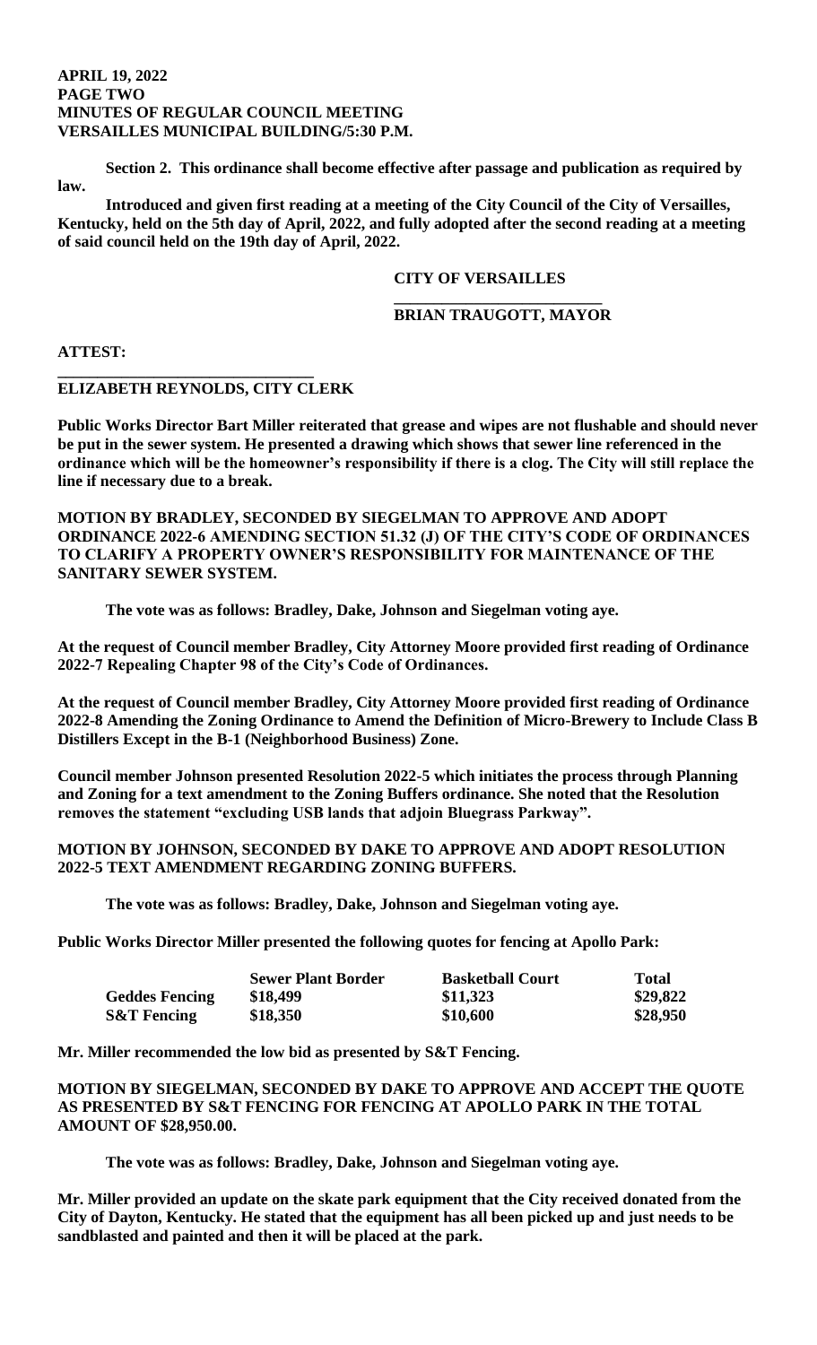**Section 2. This ordinance shall become effective after passage and publication as required by law.**

**Introduced and given first reading at a meeting of the City Council of the City of Versailles, Kentucky, held on the 5th day of April, 2022, and fully adopted after the second reading at a meeting of said council held on the 19th day of April, 2022.**

**CITY OF VERSAILLES**

**\_\_\_\_\_\_\_\_\_\_\_\_\_\_\_\_\_\_\_\_\_\_\_\_\_\_**

**BRIAN TRAUGOTT, MAYOR**

**ATTEST:**

**\_\_\_\_\_\_\_\_\_\_\_\_\_\_\_\_\_\_\_\_\_\_\_\_\_\_\_\_\_\_\_\_**

**ELIZABETH REYNOLDS, CITY CLERK**

**Public Works Director Bart Miller reiterated that grease and wipes are not flushable and should never be put in the sewer system. He presented a drawing which shows that sewer line referenced in the ordinance which will be the homeowner's responsibility if there is a clog. The City will still replace the line if necessary due to a break.**

**MOTION BY BRADLEY, SECONDED BY SIEGELMAN TO APPROVE AND ADOPT ORDINANCE 2022-6 AMENDING SECTION 51.32 (J) OF THE CITY'S CODE OF ORDINANCES TO CLARIFY A PROPERTY OWNER'S RESPONSIBILITY FOR MAINTENANCE OF THE SANITARY SEWER SYSTEM.**

**The vote was as follows: Bradley, Dake, Johnson and Siegelman voting aye.**

**At the request of Council member Bradley, City Attorney Moore provided first reading of Ordinance 2022-7 Repealing Chapter 98 of the City's Code of Ordinances.**

**At the request of Council member Bradley, City Attorney Moore provided first reading of Ordinance 2022-8 Amending the Zoning Ordinance to Amend the Definition of Micro-Brewery to Include Class B Distillers Except in the B-1 (Neighborhood Business) Zone.**

**Council member Johnson presented Resolution 2022-5 which initiates the process through Planning and Zoning for a text amendment to the Zoning Buffers ordinance. She noted that the Resolution removes the statement "excluding USB lands that adjoin Bluegrass Parkway".**

**MOTION BY JOHNSON, SECONDED BY DAKE TO APPROVE AND ADOPT RESOLUTION 2022-5 TEXT AMENDMENT REGARDING ZONING BUFFERS.**

**The vote was as follows: Bradley, Dake, Johnson and Siegelman voting aye.**

**Public Works Director Miller presented the following quotes for fencing at Apollo Park:**

| | Sewer Plant Border | Basketball Court | Total |
|---|---|---|---|
| Geddes Fencing | $18,499 | $11,323 | $29,822 |
| S&T Fencing | $18,350 | $10,600 | $28,950 |

**Mr. Miller recommended the low bid as presented by S&T Fencing.**

**MOTION BY SIEGELMAN, SECONDED BY DAKE TO APPROVE AND ACCEPT THE QUOTE AS PRESENTED BY S&T FENCING FOR FENCING AT APOLLO PARK IN THE TOTAL AMOUNT OF $28,950.00.**

**The vote was as follows: Bradley, Dake, Johnson and Siegelman voting aye.**

**Mr. Miller provided an update on the skate park equipment that the City received donated from the City of Dayton, Kentucky. He stated that the equipment has all been picked up and just needs to be sandblasted and painted and then it will be placed at the park.**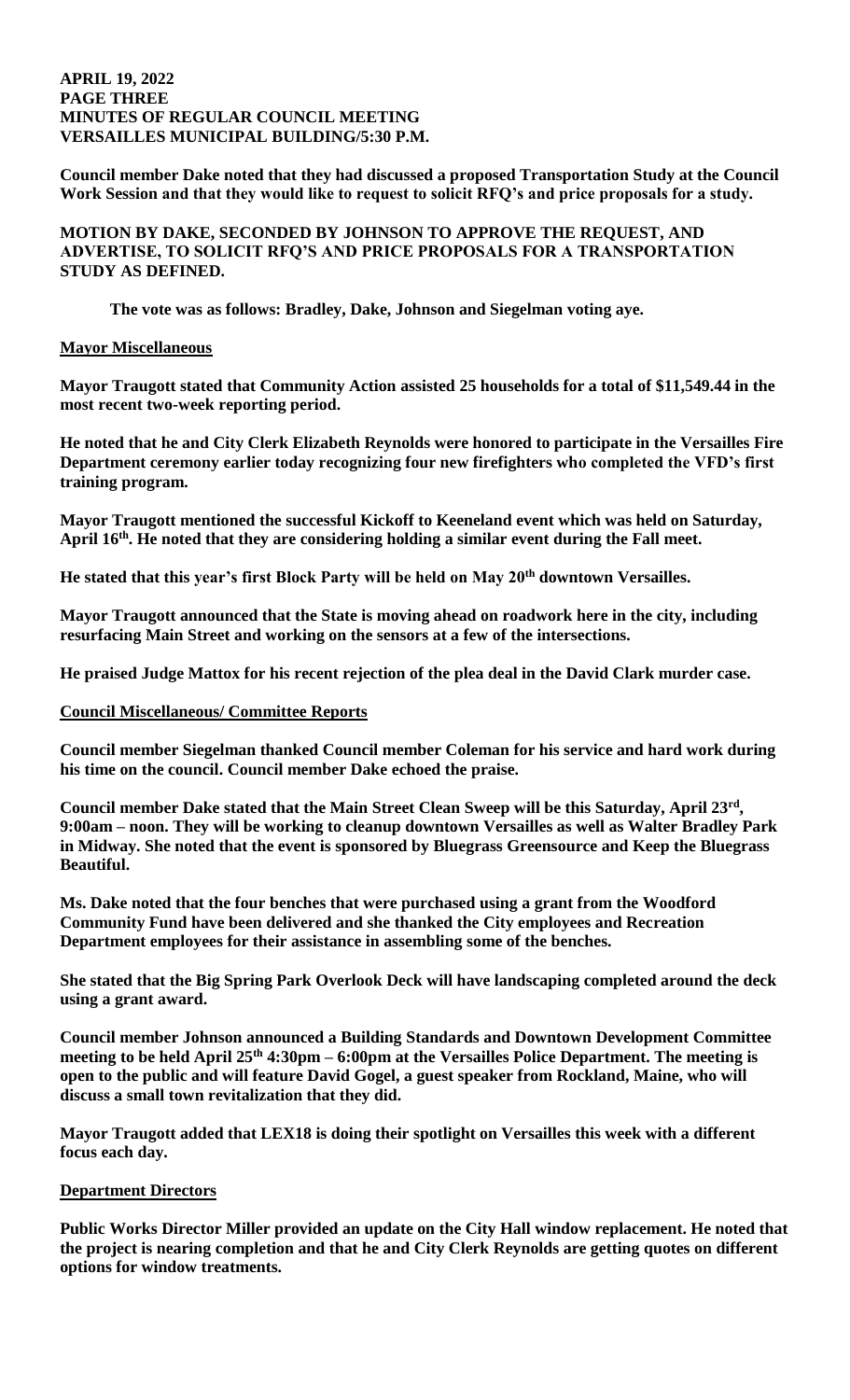Council member Dake noted that they had discussed a proposed Transportation Study at the Council Work Session and that they would like to request to solicit RFQ's and price proposals for a study.

MOTION BY DAKE, SECONDED BY JOHNSON TO APPROVE THE REQUEST, AND ADVERTISE, TO SOLICIT RFQ'S AND PRICE PROPOSALS FOR A TRANSPORTATION STUDY AS DEFINED.

The vote was as follows: Bradley, Dake, Johnson and Siegelman voting aye.

## Mayor Miscellaneous

Mayor Traugott stated that Community Action assisted 25 households for a total of $11,549.44 in the most recent two-week reporting period.

He noted that he and City Clerk Elizabeth Reynolds were honored to participate in the Versailles Fire Department ceremony earlier today recognizing four new firefighters who completed the VFD's first training program.

Mayor Traugott mentioned the successful Kickoff to Keeneland event which was held on Saturday, April 16th. He noted that they are considering holding a similar event during the Fall meet.

He stated that this year's first Block Party will be held on May 20th downtown Versailles.

Mayor Traugott announced that the State is moving ahead on roadwork here in the city, including resurfacing Main Street and working on the sensors at a few of the intersections.

He praised Judge Mattox for his recent rejection of the plea deal in the David Clark murder case.

## Council Miscellaneous/ Committee Reports

Council member Siegelman thanked Council member Coleman for his service and hard work during his time on the council. Council member Dake echoed the praise.

Council member Dake stated that the Main Street Clean Sweep will be this Saturday, April 23rd, 9:00am – noon. They will be working to cleanup downtown Versailles as well as Walter Bradley Park in Midway. She noted that the event is sponsored by Bluegrass Greensource and Keep the Bluegrass Beautiful.

Ms. Dake noted that the four benches that were purchased using a grant from the Woodford Community Fund have been delivered and she thanked the City employees and Recreation Department employees for their assistance in assembling some of the benches.

She stated that the Big Spring Park Overlook Deck will have landscaping completed around the deck using a grant award.

Council member Johnson announced a Building Standards and Downtown Development Committee meeting to be held April 25th 4:30pm – 6:00pm at the Versailles Police Department. The meeting is open to the public and will feature David Gogel, a guest speaker from Rockland, Maine, who will discuss a small town revitalization that they did.

Mayor Traugott added that LEX18 is doing their spotlight on Versailles this week with a different focus each day.

## Department Directors

Public Works Director Miller provided an update on the City Hall window replacement. He noted that the project is nearing completion and that he and City Clerk Reynolds are getting quotes on different options for window treatments.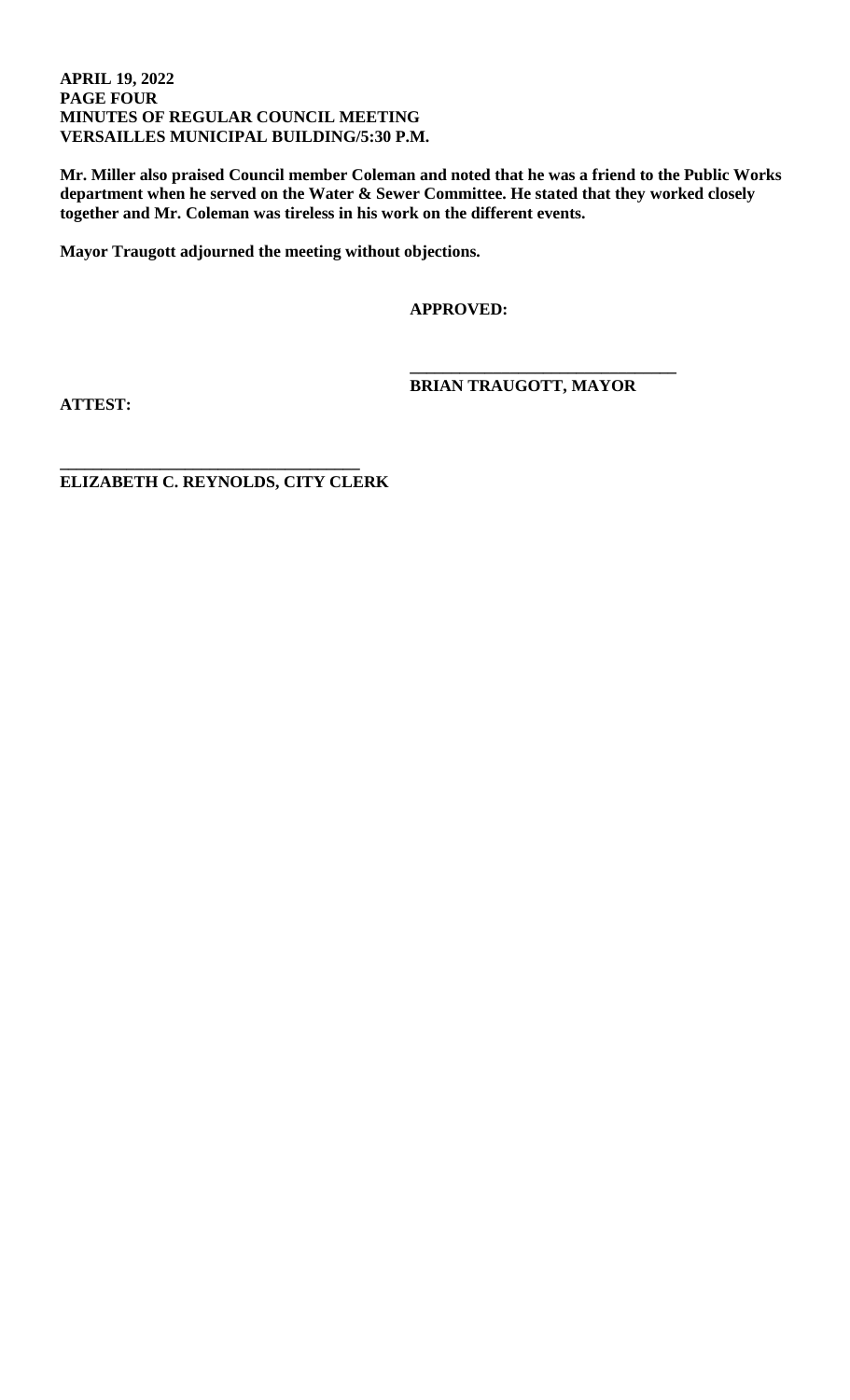**Mr. Miller also praised Council member Coleman and noted that he was a friend to the Public Works department when he served on the Water & Sewer Committee. He stated that they worked closely together and Mr. Coleman was tireless in his work on the different events.**

**Mayor Traugott adjourned the meeting without objections.**

**APPROVED:**

**_______________________________**
**BRIAN TRAUGOTT, MAYOR**

**ATTEST:**

**___________________________________**
**ELIZABETH C. REYNOLDS, CITY CLERK**